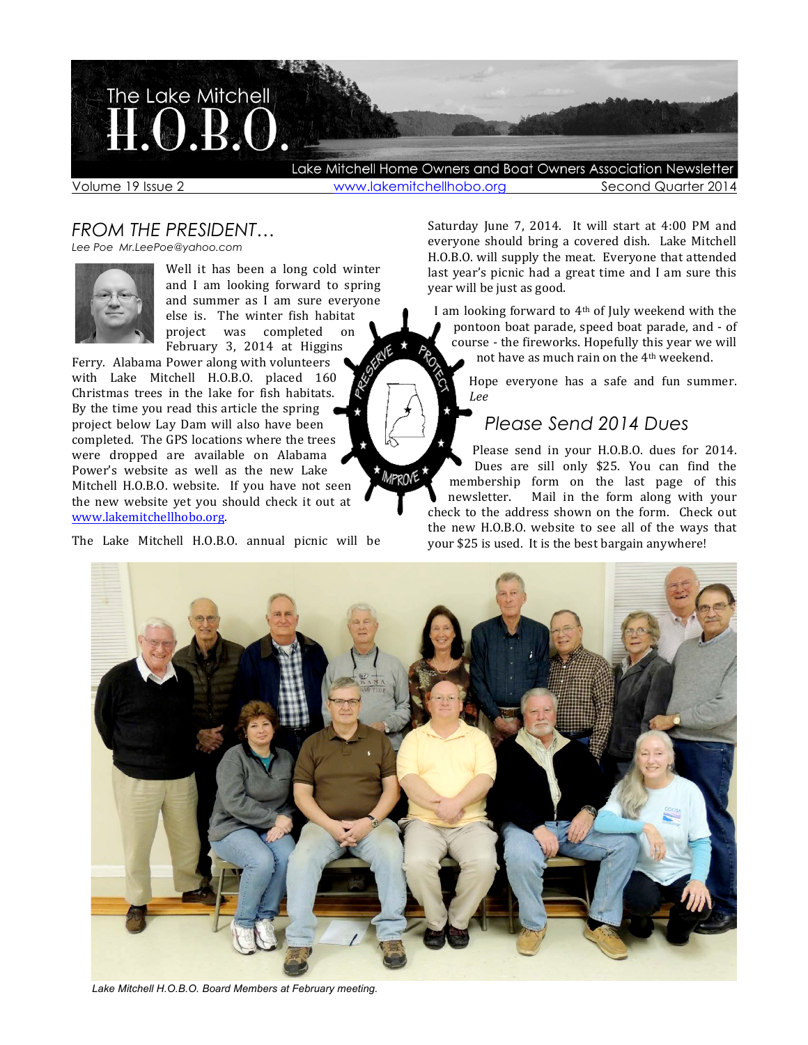# The Lake Mitchell H.O.B.O.

Lake Mitchell Home Owners and Boat Owners Association Newsletter

Volume 19 Issue 2 www.lakemitchellhobo.org Second Quarter 2014

## FROM THE PRESIDENT…

*Lee Poe Mr.LeePoe@yahoo.com*

Well it has been a long cold winter and I am looking forward to spring and summer as I am sure everyone else is. The winter fish habitat project was completed on February 3, 2014 at Higgins Ferry. Alabama Power along with volunteers with Lake Mitchell H.O.B.O. placed 160 Christmas trees in the lake for fish habitats. By the time you read this article the spring project below Lay Dam will also have been completed. The GPS locations where the trees were dropped are available on Alabama Power's website as well as the new Lake Mitchell H.O.B.O. website. If you have not seen the new website yet you should check it out at www.lakemitchellhobo.org.

The Lake Mitchell H.O.B.O. annual picnic will be Saturday June 7, 2014. It will start at 4:00 PM and everyone should bring a covered dish. Lake Mitchell H.O.B.O. will supply the meat. Everyone that attended last year's picnic had a great time and I am sure this year will be just as good.

I am looking forward to 4th of July weekend with the pontoon boat parade, speed boat parade, and - of course - the fireworks. Hopefully this year we will not have as much rain on the 4th weekend.

Hope everyone has a safe and fun summer. *Lee*

## Please Send 2014 Dues

Please send in your H.O.B.O. dues for 2014. Dues are sill only $25. You can find the membership form on the last page of this newsletter. Mail in the form along with your check to the address shown on the form. Check out the new H.O.B.O. website to see all of the ways that your $25 is used. It is the best bargain anywhere!

*Lake Mitchell H.O.B.O. Board Members at February meeting.*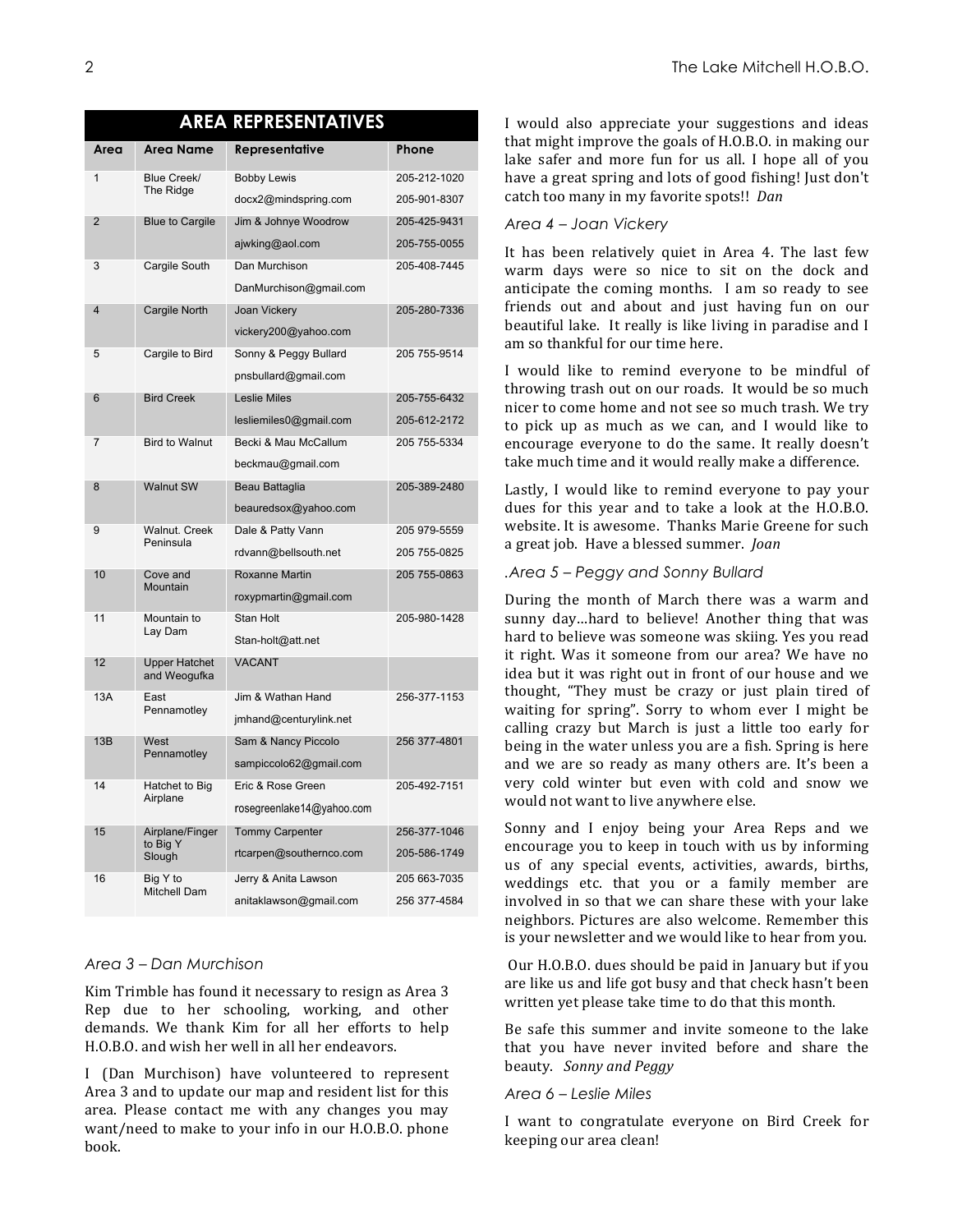## AREA REPRESENTATIVES

| Area | Area Name | Representative | Phone |
|---|---|---|---|
| 1 | Blue Creek/ The Ridge | Bobby Lewis<br>docx2@mindspring.com | 205-212-1020<br>205-901-8307 |
| 2 | Blue to Cargile | Jim & Johnye Woodrow<br>ajwking@aol.com | 205-425-9431<br>205-755-0055 |
| 3 | Cargile South | Dan Murchison<br>DanMurchison@gmail.com | 205-408-7445 |
| 4 | Cargile North | Joan Vickery<br>vickery200@yahoo.com | 205-280-7336 |
| 5 | Cargile to Bird | Sonny & Peggy Bullard<br>pnsbullard@gmail.com | 205 755-9514 |
| 6 | Bird Creek | Leslie Miles<br>lesliemiles0@gmail.com | 205-755-6432<br>205-612-2172 |
| 7 | Bird to Walnut | Becki & Mau McCallum<br>beckmau@gmail.com | 205 755-5334 |
| 8 | Walnut SW | Beau Battaglia<br>beauredsox@yahoo.com | 205-389-2480 |
| 9 | Walnut. Creek Peninsula | Dale & Patty Vann<br>rdvann@bellsouth.net | 205 979-5559<br>205 755-0825 |
| 10 | Cove and Mountain | Roxanne Martin<br>roxypmartin@gmail.com | 205 755-0863 |
| 11 | Mountain to Lay Dam | Stan Holt<br>Stan-holt@att.net | 205-980-1428 |
| 12 | Upper Hatchet and Weogufka | VACANT | |
| 13A | East Pennamotley | Jim & Wathan Hand<br>jmhand@centurylink.net | 256-377-1153 |
| 13B | West Pennamotley | Sam & Nancy Piccolo<br>sampiccolo62@gmail.com | 256 377-4801 |
| 14 | Hatchet to Big Airplane | Eric & Rose Green<br>rosegreenlake14@yahoo.com | 205-492-7151 |
| 15 | Airplane/Finger to Big Y Slough | Tommy Carpenter<br>rtcarpen@southernco.com | 256-377-1046<br>205-586-1749 |
| 16 | Big Y to Mitchell Dam | Jerry & Anita Lawson<br>anitaklawson@gmail.com | 205 663-7035<br>256 377-4584 |

### *Area 3 – Dan Murchison*

Kim Trimble has found it necessary to resign as Area 3 Rep due to her schooling, working, and other demands. We thank Kim for all her efforts to help H.O.B.O. and wish her well in all her endeavors.

I (Dan Murchison) have volunteered to represent Area 3 and to update our map and resident list for this area. Please contact me with any changes you may want/need to make to your info in our H.O.B.O. phone book.

I would also appreciate your suggestions and ideas that might improve the goals of H.O.B.O. in making our lake safer and more fun for us all. I hope all of you have a great spring and lots of good fishing! Just don't catch too many in my favorite spots!! *Dan*

### *Area 4 – Joan Vickery*

It has been relatively quiet in Area 4. The last few warm days were so nice to sit on the dock and anticipate the coming months. I am so ready to see friends out and about and just having fun on our beautiful lake. It really is like living in paradise and I am so thankful for our time here.

I would like to remind everyone to be mindful of throwing trash out on our roads. It would be so much nicer to come home and not see so much trash. We try to pick up as much as we can, and I would like to encourage everyone to do the same. It really doesn't take much time and it would really make a difference.

Lastly, I would like to remind everyone to pay your dues for this year and to take a look at the H.O.B.O. website. It is awesome. Thanks Marie Greene for such a great job. Have a blessed summer. *Joan*

### *.Area 5 – Peggy and Sonny Bullard*

During the month of March there was a warm and sunny day…hard to believe! Another thing that was hard to believe was someone was skiing. Yes you read it right. Was it someone from our area? We have no idea but it was right out in front of our house and we thought, "They must be crazy or just plain tired of waiting for spring". Sorry to whom ever I might be calling crazy but March is just a little too early for being in the water unless you are a fish. Spring is here and we are so ready as many others are. It's been a very cold winter but even with cold and snow we would not want to live anywhere else.

Sonny and I enjoy being your Area Reps and we encourage you to keep in touch with us by informing us of any special events, activities, awards, births, weddings etc. that you or a family member are involved in so that we can share these with your lake neighbors. Pictures are also welcome. Remember this is your newsletter and we would like to hear from you.

Our H.O.B.O. dues should be paid in January but if you are like us and life got busy and that check hasn't been written yet please take time to do that this month.

Be safe this summer and invite someone to the lake that you have never invited before and share the beauty. *Sonny and Peggy*

### *Area 6 – Leslie Miles*

I want to congratulate everyone on Bird Creek for keeping our area clean!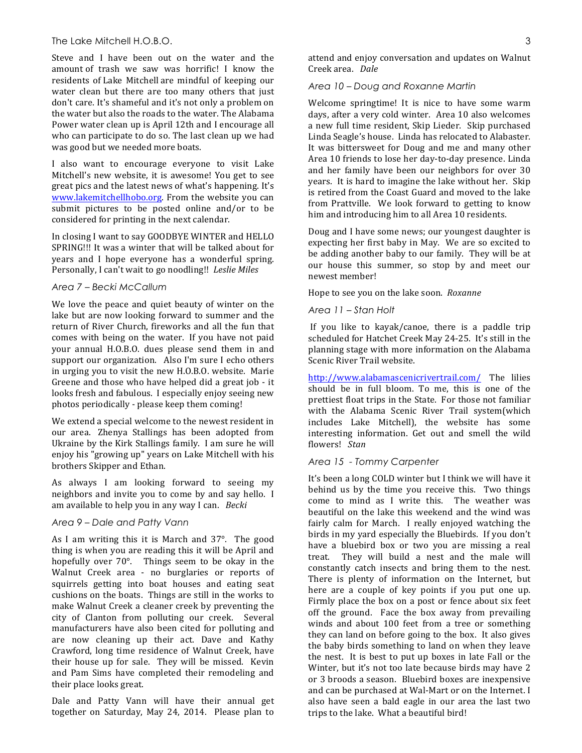Steve and I have been out on the water and the amount of trash we saw was horrific! I know the residents of Lake Mitchell are mindful of keeping our water clean but there are too many others that just don't care. It's shameful and it's not only a problem on the water but also the roads to the water. The Alabama Power water clean up is April 12th and I encourage all who can participate to do so. The last clean up we had was good but we needed more boats.

I also want to encourage everyone to visit Lake Mitchell's new website, it is awesome! You get to see great pics and the latest news of what's happening. It's [www.lakemitchellhobo.org](http://www.lakemitchellhobo.org). From the website you can submit pictures to be posted online and/or to be considered for printing in the next calendar.

In closing I want to say GOODBYE WINTER and HELLO SPRING!!! It was a winter that will be talked about for years and I hope everyone has a wonderful spring. Personally, I can't wait to go noodling!! *Leslie Miles*

### *Area 7 – Becki McCallum*

We love the peace and quiet beauty of winter on the lake but are now looking forward to summer and the return of River Church, fireworks and all the fun that comes with being on the water. If you have not paid your annual H.O.B.O. dues please send them in and support our organization. Also I'm sure I echo others in urging you to visit the new H.O.B.O. website. Marie Greene and those who have helped did a great job - it looks fresh and fabulous. I especially enjoy seeing new photos periodically - please keep them coming!

We extend a special welcome to the newest resident in our area. Zhenya Stallings has been adopted from Ukraine by the Kirk Stallings family. I am sure he will enjoy his "growing up" years on Lake Mitchell with his brothers Skipper and Ethan.

As always I am looking forward to seeing my neighbors and invite you to come by and say hello. I am available to help you in any way I can. *Becki*

### *Area 9 – Dale and Patty Vann*

As I am writing this it is March and 37°. The good thing is when you are reading this it will be April and hopefully over 70°. Things seem to be okay in the Walnut Creek area - no burglaries or reports of squirrels getting into boat houses and eating seat cushions on the boats. Things are still in the works to make Walnut Creek a cleaner creek by preventing the city of Clanton from polluting our creek. Several manufacturers have also been cited for polluting and are now cleaning up their act. Dave and Kathy Crawford, long time residence of Walnut Creek, have their house up for sale. They will be missed. Kevin and Pam Sims have completed their remodeling and their place looks great.

Dale and Patty Vann will have their annual get together on Saturday, May 24, 2014. Please plan to attend and enjoy conversation and updates on Walnut Creek area. *Dale*

### *Area 10 – Doug and Roxanne Martin*

Welcome springtime! It is nice to have some warm days, after a very cold winter. Area 10 also welcomes a new full time resident, Skip Lieder. Skip purchased Linda Seagle's house. Linda has relocated to Alabaster. It was bittersweet for Doug and me and many other Area 10 friends to lose her day-to-day presence. Linda and her family have been our neighbors for over 30 years. It is hard to imagine the lake without her. Skip is retired from the Coast Guard and moved to the lake from Prattville. We look forward to getting to know him and introducing him to all Area 10 residents.

Doug and I have some news; our youngest daughter is expecting her first baby in May. We are so excited to be adding another baby to our family. They will be at our house this summer, so stop by and meet our newest member!

Hope to see you on the lake soon. *Roxanne*

### *Area 11 – Stan Holt*

If you like to kayak/canoe, there is a paddle trip scheduled for Hatchet Creek May 24-25. It's still in the planning stage with more information on the Alabama Scenic River Trail website.

[http://www.alabamascenicrivertrail.com/](http://www.alabamascenicrivertrail.com/) The lilies should be in full bloom. To me, this is one of the prettiest float trips in the State. For those not familiar with the Alabama Scenic River Trail system(which includes Lake Mitchell), the website has some interesting information. Get out and smell the wild flowers! *Stan*

### *Area 15 - Tommy Carpenter*

It's been a long COLD winter but I think we will have it behind us by the time you receive this. Two things come to mind as I write this. The weather was beautiful on the lake this weekend and the wind was fairly calm for March. I really enjoyed watching the birds in my yard especially the Bluebirds. If you don't have a bluebird box or two you are missing a real treat. They will build a nest and the male will constantly catch insects and bring them to the nest. There is plenty of information on the Internet, but here are a couple of key points if you put one up. Firmly place the box on a post or fence about six feet off the ground. Face the box away from prevailing winds and about 100 feet from a tree or something they can land on before going to the box. It also gives the baby birds something to land on when they leave the nest. It is best to put up boxes in late Fall or the Winter, but it's not too late because birds may have 2 or 3 broods a season. Bluebird boxes are inexpensive and can be purchased at Wal-Mart or on the Internet. I also have seen a bald eagle in our area the last two trips to the lake. What a beautiful bird!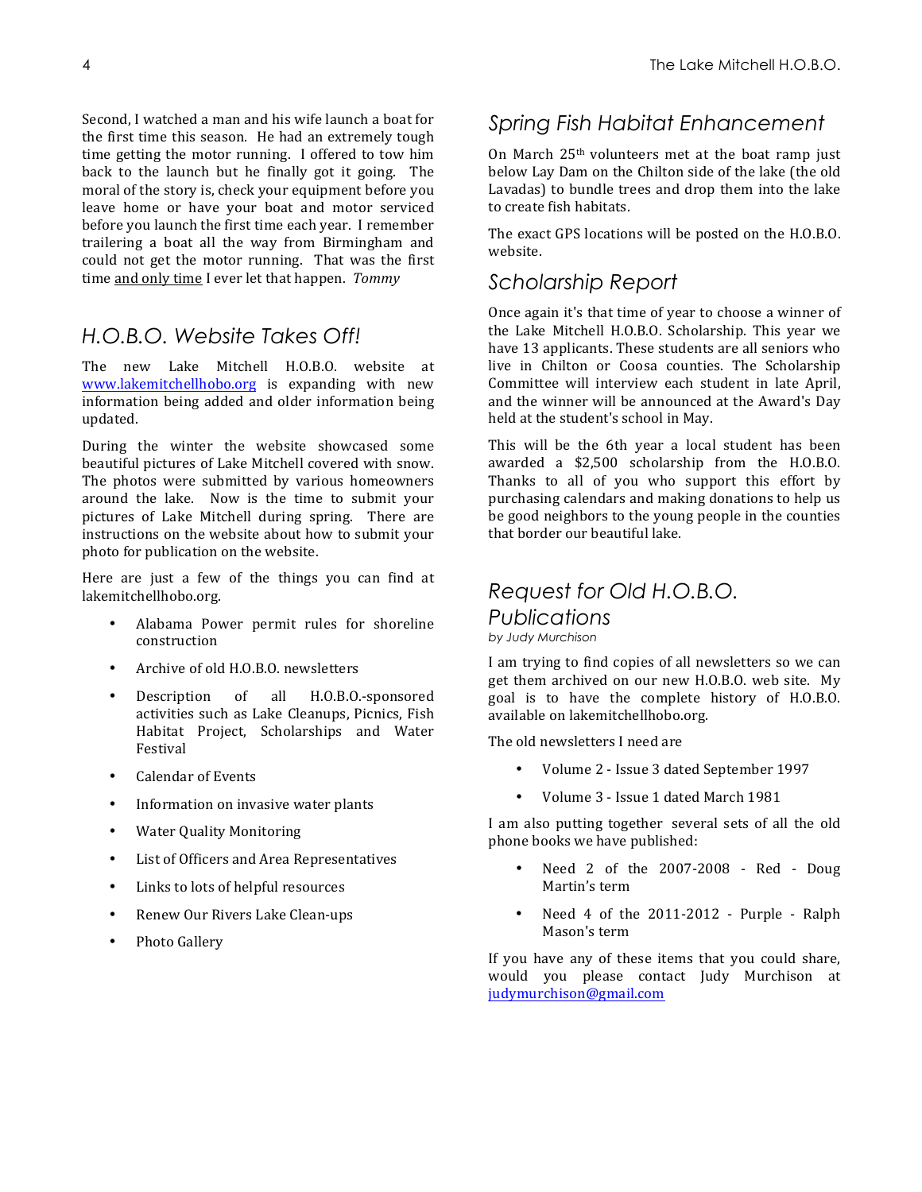Second, I watched a man and his wife launch a boat for the first time this season. He had an extremely tough time getting the motor running. I offered to tow him back to the launch but he finally got it going. The moral of the story is, check your equipment before you leave home or have your boat and motor serviced before you launch the first time each year. I remember trailering a boat all the way from Birmingham and could not get the motor running. That was the first time and only time I ever let that happen. *Tommy*

## *H.O.B.O. Website Takes Off!*

The new Lake Mitchell H.O.B.O. website at www.lakemitchellhobo.org is expanding with new information being added and older information being updated.

During the winter the website showcased some beautiful pictures of Lake Mitchell covered with snow. The photos were submitted by various homeowners around the lake. Now is the time to submit your pictures of Lake Mitchell during spring. There are instructions on the website about how to submit your photo for publication on the website.

Here are just a few of the things you can find at lakemitchellhobo.org.

- Alabama Power permit rules for shoreline construction
- Archive of old H.O.B.O. newsletters
- Description of all H.O.B.O.-sponsored activities such as Lake Cleanups, Picnics, Fish Habitat Project, Scholarships and Water Festival
- Calendar of Events
- Information on invasive water plants
- Water Quality Monitoring
- List of Officers and Area Representatives
- Links to lots of helpful resources
- Renew Our Rivers Lake Clean-ups
- Photo Gallery

## *Spring Fish Habitat Enhancement*

On March 25th volunteers met at the boat ramp just below Lay Dam on the Chilton side of the lake (the old Lavadas) to bundle trees and drop them into the lake to create fish habitats.

The exact GPS locations will be posted on the H.O.B.O. website.

## *Scholarship Report*

Once again it's that time of year to choose a winner of the Lake Mitchell H.O.B.O. Scholarship. This year we have 13 applicants. These students are all seniors who live in Chilton or Coosa counties. The Scholarship Committee will interview each student in late April, and the winner will be announced at the Award's Day held at the student's school in May.

This will be the 6th year a local student has been awarded a $2,500 scholarship from the H.O.B.O. Thanks to all of you who support this effort by purchasing calendars and making donations to help us be good neighbors to the young people in the counties that border our beautiful lake.

## *Request for Old H.O.B.O. Publications*

*by Judy Murchison*

I am trying to find copies of all newsletters so we can get them archived on our new H.O.B.O. web site. My goal is to have the complete history of H.O.B.O. available on lakemitchellhobo.org.

The old newsletters I need are

- Volume 2 - Issue 3 dated September 1997
- Volume 3 - Issue 1 dated March 1981

I am also putting together several sets of all the old phone books we have published:

- Need 2 of the 2007-2008 - Red - Doug Martin's term
- Need 4 of the 2011-2012 - Purple - Ralph Mason's term

If you have any of these items that you could share, would you please contact Judy Murchison at judymurchison@gmail.com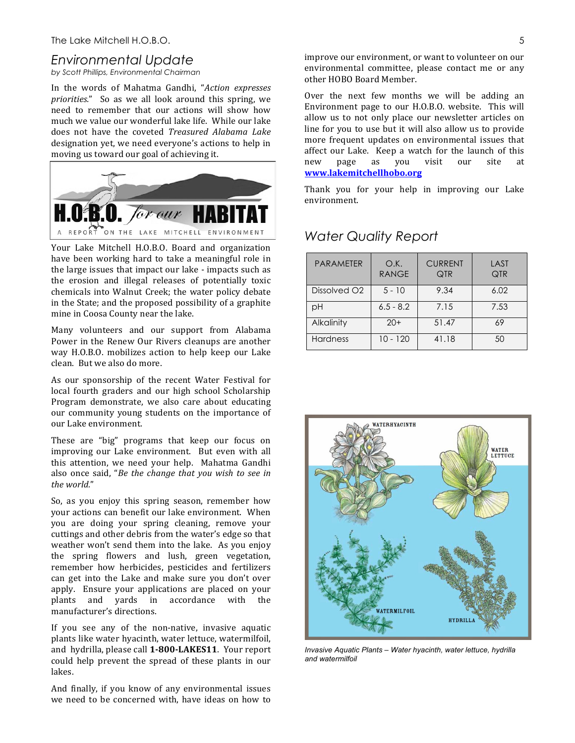## *Environmental Update*

*by Scott Phillips, Environmental Chairman*

In the words of Mahatma Gandhi, "*Action expresses priorities*." So as we all look around this spring, we need to remember that our actions will show how much we value our wonderful lake life. While our lake does not have the coveted *Treasured Alabama Lake* designation yet, we need everyone's actions to help in moving us toward our goal of achieving it.

Your Lake Mitchell H.O.B.O. Board and organization have been working hard to take a meaningful role in the large issues that impact our lake - impacts such as the erosion and illegal releases of potentially toxic chemicals into Walnut Creek; the water policy debate in the State; and the proposed possibility of a graphite mine in Coosa County near the lake.

Many volunteers and our support from Alabama Power in the Renew Our Rivers cleanups are another way H.O.B.O. mobilizes action to help keep our Lake clean. But we also do more.

As our sponsorship of the recent Water Festival for local fourth graders and our high school Scholarship Program demonstrate, we also care about educating our community young students on the importance of our Lake environment.

These are "big" programs that keep our focus on improving our Lake environment. But even with all this attention, we need your help. Mahatma Gandhi also once said, "*Be the change that you wish to see in the world*."

So, as you enjoy this spring season, remember how your actions can benefit our lake environment. When you are doing your spring cleaning, remove your cuttings and other debris from the water's edge so that weather won't send them into the lake. As you enjoy the spring flowers and lush, green vegetation, remember how herbicides, pesticides and fertilizers can get into the Lake and make sure you don't over apply. Ensure your applications are placed on your plants and yards in accordance with the manufacturer's directions.

If you see any of the non-native, invasive aquatic plants like water hyacinth, water lettuce, watermilfoil, and hydrilla, please call **1-800-LAKES11**. Your report could help prevent the spread of these plants in our lakes.

And finally, if you know of any environmental issues we need to be concerned with, have ideas on how to improve our environment, or want to volunteer on our environmental committee, please contact me or any other HOBO Board Member.

Over the next few months we will be adding an Environment page to our H.O.B.O. website. This will allow us to not only place our newsletter articles on line for you to use but it will also allow us to provide more frequent updates on environmental issues that affect our Lake. Keep a watch for the launch of this new page as you visit our site at **www.lakemitchellhobo.org**

Thank you for your help in improving our Lake environment.

## *Water Quality Report*

| PARAMETER | O.K. RANGE | CURRENT QTR | LAST QTR |
|---|---|---|---|
| Dissolved O2 | 5 - 10 | 9.34 | 6.02 |
| pH | 6.5 - 8.2 | 7.15 | 7.53 |
| Alkalinity | 20+ | 51.47 | 69 |
| Hardness | 10 - 120 | 41.18 | 50 |

*Invasive Aquatic Plants – Water hyacinth, water lettuce, hydrilla and watermilfoil*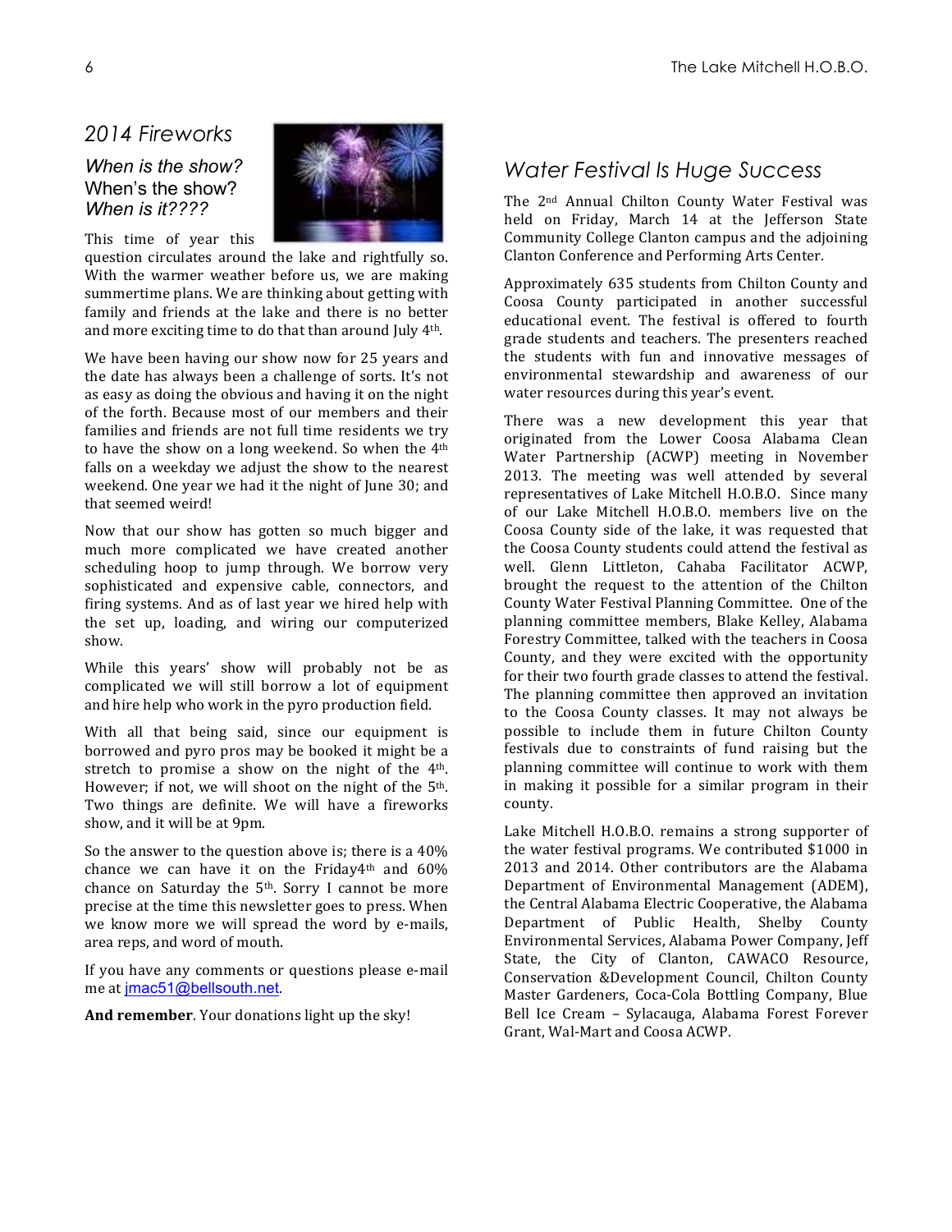## 2014 Fireworks

*When is the show?*
When's the show?
*When is it????*

This time of year this question circulates around the lake and rightfully so. With the warmer weather before us, we are making summertime plans. We are thinking about getting with family and friends at the lake and there is no better and more exciting time to do that than around July 4th.

We have been having our show now for 25 years and the date has always been a challenge of sorts. It's not as easy as doing the obvious and having it on the night of the forth. Because most of our members and their families and friends are not full time residents we try to have the show on a long weekend. So when the 4th falls on a weekday we adjust the show to the nearest weekend. One year we had it the night of June 30; and that seemed weird!

Now that our show has gotten so much bigger and much more complicated we have created another scheduling hoop to jump through. We borrow very sophisticated and expensive cable, connectors, and firing systems. And as of last year we hired help with the set up, loading, and wiring our computerized show.

While this years' show will probably not be as complicated we will still borrow a lot of equipment and hire help who work in the pyro production field.

With all that being said, since our equipment is borrowed and pyro pros may be booked it might be a stretch to promise a show on the night of the 4th. However; if not, we will shoot on the night of the 5th. Two things are definite. We will have a fireworks show, and it will be at 9pm.

So the answer to the question above is; there is a 40% chance we can have it on the Friday4th and 60% chance on Saturday the 5th. Sorry I cannot be more precise at the time this newsletter goes to press. When we know more we will spread the word by e-mails, area reps, and word of mouth.

If you have any comments or questions please e-mail me at jmac51@bellsouth.net.

**And remember**. Your donations light up the sky!

## Water Festival Is Huge Success

The 2nd Annual Chilton County Water Festival was held on Friday, March 14 at the Jefferson State Community College Clanton campus and the adjoining Clanton Conference and Performing Arts Center.

Approximately 635 students from Chilton County and Coosa County participated in another successful educational event. The festival is offered to fourth grade students and teachers. The presenters reached the students with fun and innovative messages of environmental stewardship and awareness of our water resources during this year's event.

There was a new development this year that originated from the Lower Coosa Alabama Clean Water Partnership (ACWP) meeting in November 2013. The meeting was well attended by several representatives of Lake Mitchell H.O.B.O. Since many of our Lake Mitchell H.O.B.O. members live on the Coosa County side of the lake, it was requested that the Coosa County students could attend the festival as well. Glenn Littleton, Cahaba Facilitator ACWP, brought the request to the attention of the Chilton County Water Festival Planning Committee. One of the planning committee members, Blake Kelley, Alabama Forestry Committee, talked with the teachers in Coosa County, and they were excited with the opportunity for their two fourth grade classes to attend the festival. The planning committee then approved an invitation to the Coosa County classes. It may not always be possible to include them in future Chilton County festivals due to constraints of fund raising but the planning committee will continue to work with them in making it possible for a similar program in their county.

Lake Mitchell H.O.B.O. remains a strong supporter of the water festival programs. We contributed $1000 in 2013 and 2014. Other contributors are the Alabama Department of Environmental Management (ADEM), the Central Alabama Electric Cooperative, the Alabama Department of Public Health, Shelby County Environmental Services, Alabama Power Company, Jeff State, the City of Clanton, CAWACO Resource, Conservation &Development Council, Chilton County Master Gardeners, Coca-Cola Bottling Company, Blue Bell Ice Cream – Sylacauga, Alabama Forest Forever Grant, Wal-Mart and Coosa ACWP.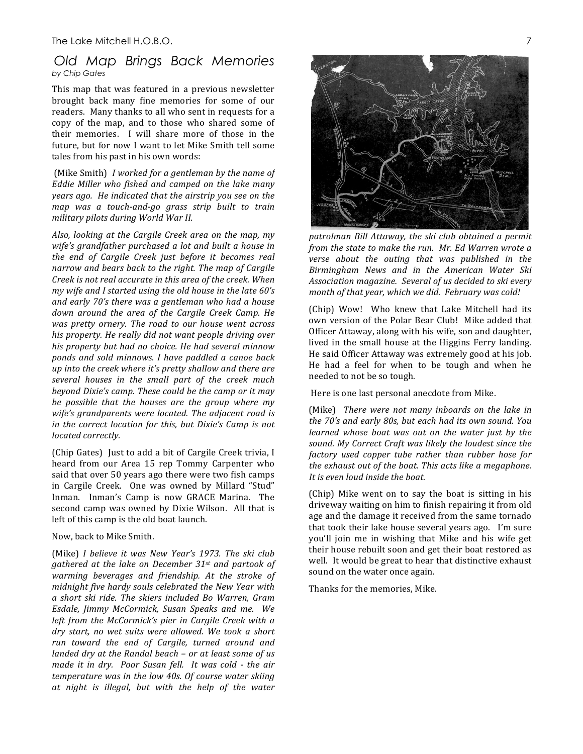# *Old Map Brings Back Memories*

*by Chip Gates*

This map that was featured in a previous newsletter brought back many fine memories for some of our readers. Many thanks to all who sent in requests for a copy of the map, and to those who shared some of their memories. I will share more of those in the future, but for now I want to let Mike Smith tell some tales from his past in his own words:

(Mike Smith) *I worked for a gentleman by the name of Eddie Miller who fished and camped on the lake many years ago. He indicated that the airstrip you see on the map was a touch-and-go grass strip built to train military pilots during World War II.*

*Also, looking at the Cargile Creek area on the map, my wife's grandfather purchased a lot and built a house in the end of Cargile Creek just before it becomes real narrow and bears back to the right. The map of Cargile Creek is not real accurate in this area of the creek. When my wife and I started using the old house in the late 60's and early 70's there was a gentleman who had a house down around the area of the Cargile Creek Camp. He was pretty ornery. The road to our house went across his property. He really did not want people driving over his property but had no choice. He had several minnow ponds and sold minnows. I have paddled a canoe back up into the creek where it's pretty shallow and there are several houses in the small part of the creek much beyond Dixie's camp. These could be the camp or it may be possible that the houses are the group where my wife's grandparents were located. The adjacent road is in the correct location for this, but Dixie's Camp is not located correctly.*

(Chip Gates) Just to add a bit of Cargile Creek trivia, I heard from our Area 15 rep Tommy Carpenter who said that over 50 years ago there were two fish camps in Cargile Creek. One was owned by Millard "Stud" Inman. Inman's Camp is now GRACE Marina. The second camp was owned by Dixie Wilson. All that is left of this camp is the old boat launch.

Now, back to Mike Smith.

(Mike) *I believe it was New Year's 1973. The ski club gathered at the lake on December 31st and partook of warming beverages and friendship. At the stroke of midnight five hardy souls celebrated the New Year with a short ski ride. The skiers included Bo Warren, Gram Esdale, Jimmy McCormick, Susan Speaks and me. We left from the McCormick's pier in Cargile Creek with a dry start, no wet suits were allowed. We took a short run toward the end of Cargile, turned around and landed dry at the Randal beach – or at least some of us made it in dry. Poor Susan fell. It was cold - the air temperature was in the low 40s. Of course water skiing at night is illegal, but with the help of the water patrolman Bill Attaway, the ski club obtained a permit from the state to make the run. Mr. Ed Warren wrote a verse about the outing that was published in the Birmingham News and in the American Water Ski Association magazine. Several of us decided to ski every month of that year, which we did. February was cold!*

(Chip) Wow! Who knew that Lake Mitchell had its own version of the Polar Bear Club! Mike added that Officer Attaway, along with his wife, son and daughter, lived in the small house at the Higgins Ferry landing. He said Officer Attaway was extremely good at his job. He had a feel for when to be tough and when he needed to not be so tough.

Here is one last personal anecdote from Mike.

(Mike) *There were not many inboards on the lake in the 70's and early 80s, but each had its own sound. You learned whose boat was out on the water just by the sound. My Correct Craft was likely the loudest since the factory used copper tube rather than rubber hose for the exhaust out of the boat. This acts like a megaphone. It is even loud inside the boat.*

(Chip) Mike went on to say the boat is sitting in his driveway waiting on him to finish repairing it from old age and the damage it received from the same tornado that took their lake house several years ago. I'm sure you'll join me in wishing that Mike and his wife get their house rebuilt soon and get their boat restored as well. It would be great to hear that distinctive exhaust sound on the water once again.

Thanks for the memories, Mike.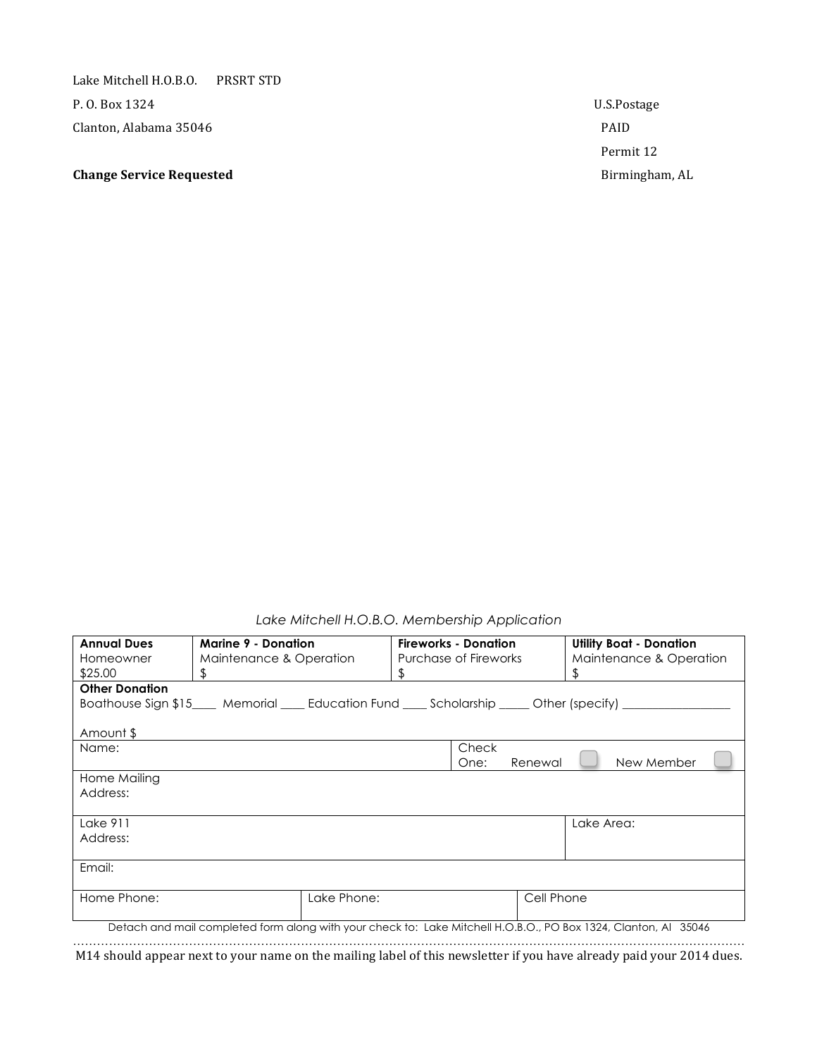Lake Mitchell H.O.B.O.  PRSRT STD

P. O. Box 1324

Clanton, Alabama 35046

**Change Service Requested**

U.S.Postage

PAID

Permit 12

Birmingham, AL

*Lake Mitchell H.O.B.O. Membership Application*

| | | | | | |
|---|---|---|---|---|---|
| **Annual Dues** Homeowner $25.00 | **Marine 9 - Donation** Maintenance & Operation $ | | **Fireworks - Donation** Purchase of Fireworks $ | | **Utility Boat - Donation** Maintenance & Operation $ |
| **Other Donation** Boathouse Sign $15____ Memorial ____ Education Fund ____ Scholarship _____ Other (specify) _________________ Amount $ | | | | | |
| Name: | | | Check One: Renewal ☐ New Member ☐ | | |
| Home Mailing Address: | | | | | |
| Lake 911 Address: | | | | | Lake Area: |
| Email: | | | | | |
| Home Phone: | | Lake Phone: | | Cell Phone | |

Detach and mail completed form along with your check to: Lake Mitchell H.O.B.O., PO Box 1324, Clanton, Al 35046

M14 should appear next to your name on the mailing label of this newsletter if you have already paid your 2014 dues.